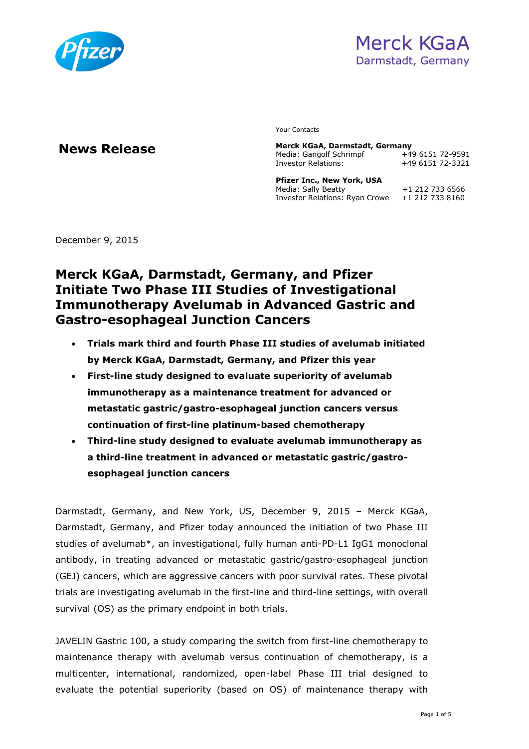# News Release

Your Contacts

**Merck KGaA, Darmstadt, Germany**
Media: Gangolf Schrimpf +49 6151 72-9591
Investor Relations: +49 6151 72-3321

**Pfizer Inc., New York, USA**
Media: Sally Beatty +1 212 733 6566
Investor Relations: Ryan Crowe +1 212 733 8160

December 9, 2015

## Merck KGaA, Darmstadt, Germany, and Pfizer Initiate Two Phase III Studies of Investigational Immunotherapy Avelumab in Advanced Gastric and Gastro-esophageal Junction Cancers

- **Trials mark third and fourth Phase III studies of avelumab initiated by Merck KGaA, Darmstadt, Germany, and Pfizer this year**
- **First-line study designed to evaluate superiority of avelumab immunotherapy as a maintenance treatment for advanced or metastatic gastric/gastro-esophageal junction cancers versus continuation of first-line platinum-based chemotherapy**
- **Third-line study designed to evaluate avelumab immunotherapy as a third-line treatment in advanced or metastatic gastric/gastro-esophageal junction cancers**

Darmstadt, Germany, and New York, US, December 9, 2015 – Merck KGaA, Darmstadt, Germany, and Pfizer today announced the initiation of two Phase III studies of avelumab*, an investigational, fully human anti-PD-L1 IgG1 monoclonal antibody, in treating advanced or metastatic gastric/gastro-esophageal junction (GEJ) cancers, which are aggressive cancers with poor survival rates. These pivotal trials are investigating avelumab in the first-line and third-line settings, with overall survival (OS) as the primary endpoint in both trials.

JAVELIN Gastric 100, a study comparing the switch from first-line chemotherapy to maintenance therapy with avelumab versus continuation of chemotherapy, is a multicenter, international, randomized, open-label Phase III trial designed to evaluate the potential superiority (based on OS) of maintenance therapy with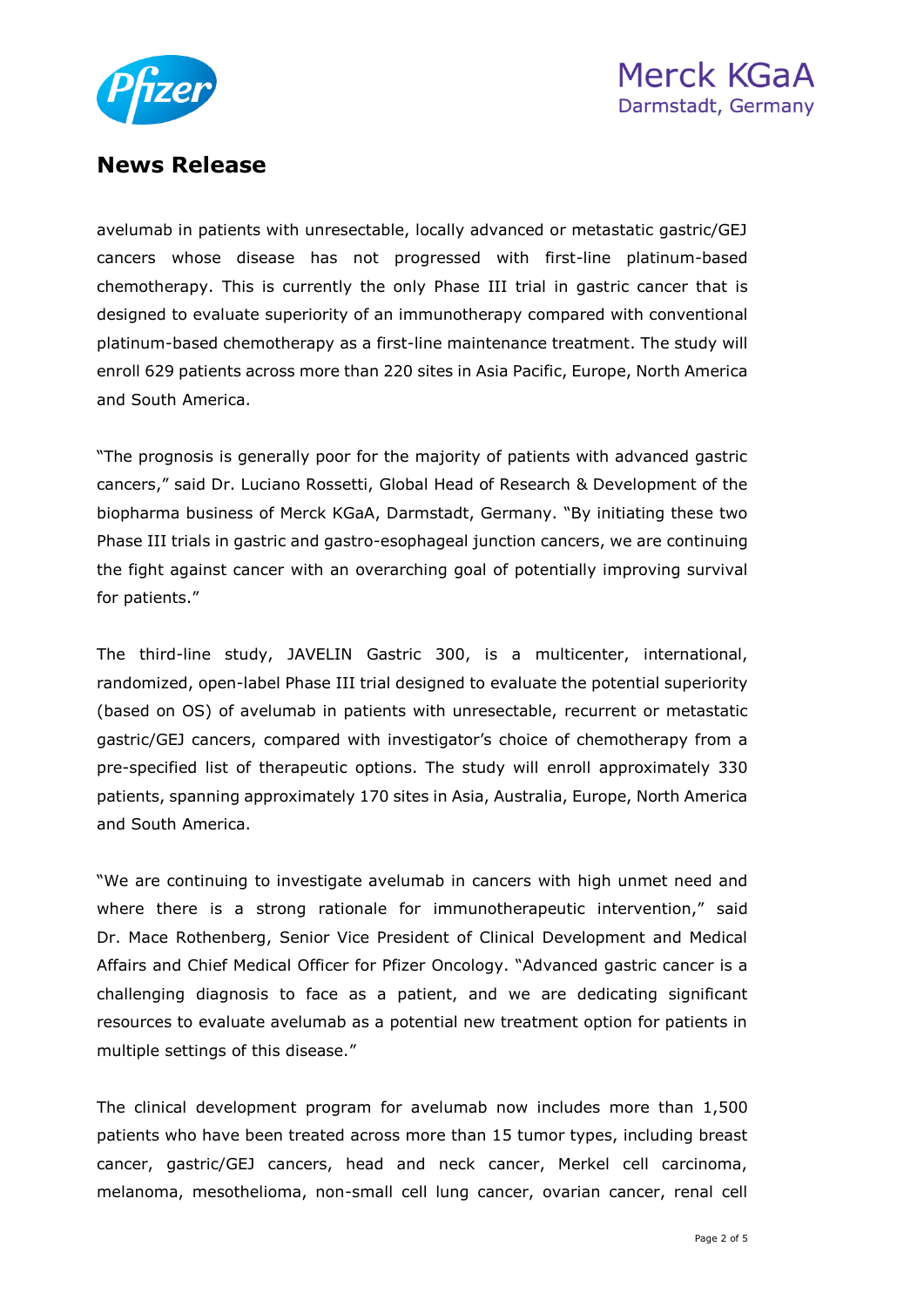avelumab in patients with unresectable, locally advanced or metastatic gastric/GEJ cancers whose disease has not progressed with first-line platinum-based chemotherapy. This is currently the only Phase III trial in gastric cancer that is designed to evaluate superiority of an immunotherapy compared with conventional platinum-based chemotherapy as a first-line maintenance treatment. The study will enroll 629 patients across more than 220 sites in Asia Pacific, Europe, North America and South America.

"The prognosis is generally poor for the majority of patients with advanced gastric cancers," said Dr. Luciano Rossetti, Global Head of Research & Development of the biopharma business of Merck KGaA, Darmstadt, Germany. "By initiating these two Phase III trials in gastric and gastro-esophageal junction cancers, we are continuing the fight against cancer with an overarching goal of potentially improving survival for patients."

The third-line study, JAVELIN Gastric 300, is a multicenter, international, randomized, open-label Phase III trial designed to evaluate the potential superiority (based on OS) of avelumab in patients with unresectable, recurrent or metastatic gastric/GEJ cancers, compared with investigator's choice of chemotherapy from a pre-specified list of therapeutic options. The study will enroll approximately 330 patients, spanning approximately 170 sites in Asia, Australia, Europe, North America and South America.

"We are continuing to investigate avelumab in cancers with high unmet need and where there is a strong rationale for immunotherapeutic intervention," said Dr. Mace Rothenberg, Senior Vice President of Clinical Development and Medical Affairs and Chief Medical Officer for Pfizer Oncology. "Advanced gastric cancer is a challenging diagnosis to face as a patient, and we are dedicating significant resources to evaluate avelumab as a potential new treatment option for patients in multiple settings of this disease."

The clinical development program for avelumab now includes more than 1,500 patients who have been treated across more than 15 tumor types, including breast cancer, gastric/GEJ cancers, head and neck cancer, Merkel cell carcinoma, melanoma, mesothelioma, non-small cell lung cancer, ovarian cancer, renal cell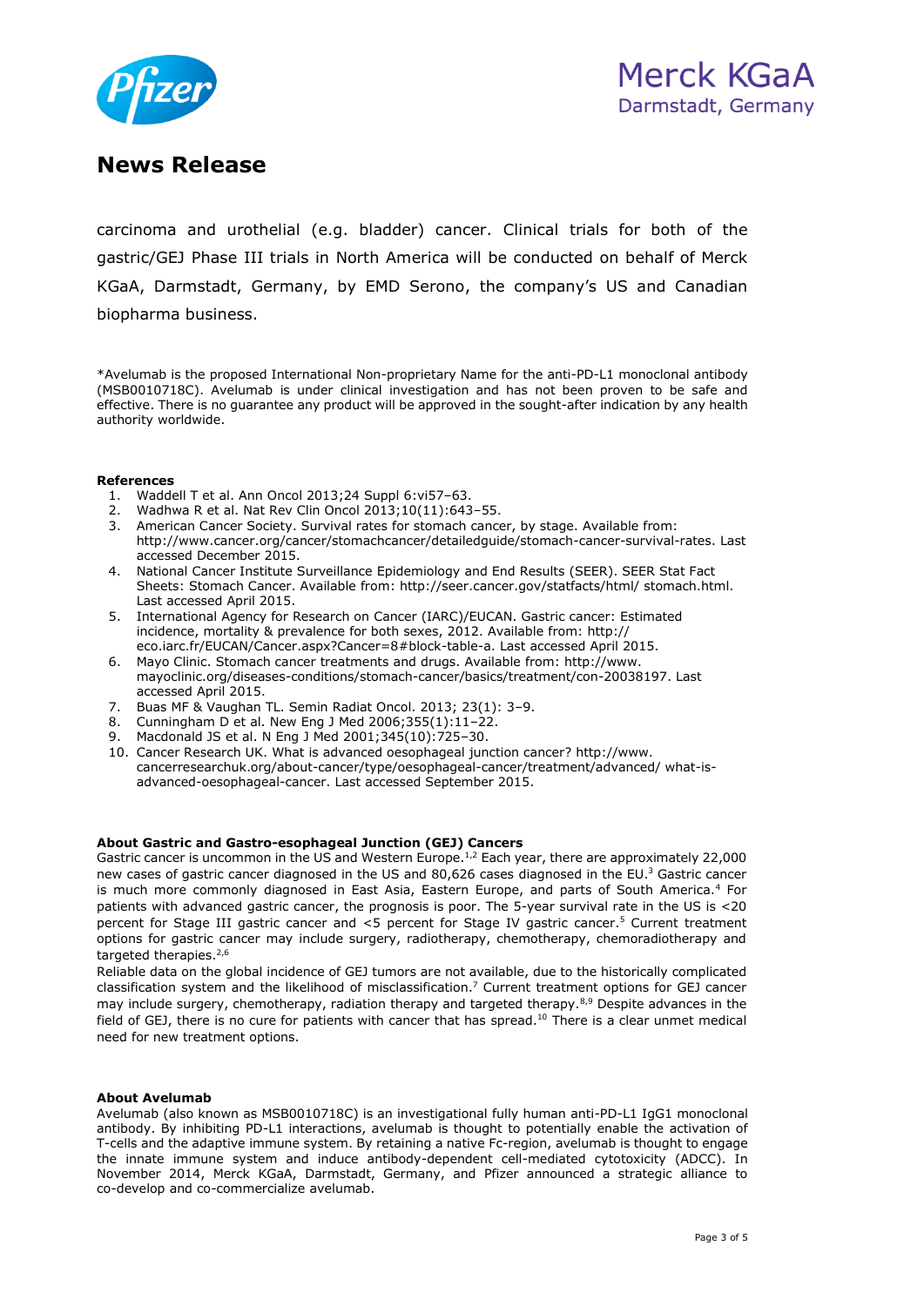# News Release

carcinoma and urothelial (e.g. bladder) cancer. Clinical trials for both of the gastric/GEJ Phase III trials in North America will be conducted on behalf of Merck KGaA, Darmstadt, Germany, by EMD Serono, the company's US and Canadian biopharma business.

*Avelumab is the proposed International Non-proprietary Name for the anti-PD-L1 monoclonal antibody (MSB0010718C). Avelumab is under clinical investigation and has not been proven to be safe and effective. There is no guarantee any product will be approved in the sought-after indication by any health authority worldwide.

**References**

1. Waddell T et al. Ann Oncol 2013;24 Suppl 6:vi57–63.
2. Wadhwa R et al. Nat Rev Clin Oncol 2013;10(11):643–55.
3. American Cancer Society. Survival rates for stomach cancer, by stage. Available from: http://www.cancer.org/cancer/stomachcancer/detailedguide/stomach-cancer-survival-rates. Last accessed December 2015.
4. National Cancer Institute Surveillance Epidemiology and End Results (SEER). SEER Stat Fact Sheets: Stomach Cancer. Available from: http://seer.cancer.gov/statfacts/html/ stomach.html. Last accessed April 2015.
5. International Agency for Research on Cancer (IARC)/EUCAN. Gastric cancer: Estimated incidence, mortality & prevalence for both sexes, 2012. Available from: http:// eco.iarc.fr/EUCAN/Cancer.aspx?Cancer=8#block-table-a. Last accessed April 2015.
6. Mayo Clinic. Stomach cancer treatments and drugs. Available from: http://www. mayoclinic.org/diseases-conditions/stomach-cancer/basics/treatment/con-20038197. Last accessed April 2015.
7. Buas MF & Vaughan TL. Semin Radiat Oncol. 2013; 23(1): 3–9.
8. Cunningham D et al. New Eng J Med 2006;355(1):11–22.
9. Macdonald JS et al. N Eng J Med 2001;345(10):725–30.
10. Cancer Research UK. What is advanced oesophageal junction cancer? http://www. cancerresearchuk.org/about-cancer/type/oesophageal-cancer/treatment/advanced/ what-is-advanced-oesophageal-cancer. Last accessed September 2015.

**About Gastric and Gastro-esophageal Junction (GEJ) Cancers**

Gastric cancer is uncommon in the US and Western Europe.[1,2] Each year, there are approximately 22,000 new cases of gastric cancer diagnosed in the US and 80,626 cases diagnosed in the EU.[3] Gastric cancer is much more commonly diagnosed in East Asia, Eastern Europe, and parts of South America.[4] For patients with advanced gastric cancer, the prognosis is poor. The 5-year survival rate in the US is <20 percent for Stage III gastric cancer and <5 percent for Stage IV gastric cancer.[5] Current treatment options for gastric cancer may include surgery, radiotherapy, chemotherapy, chemoradiotherapy and targeted therapies.[2,6]

Reliable data on the global incidence of GEJ tumors are not available, due to the historically complicated classification system and the likelihood of misclassification.[7] Current treatment options for GEJ cancer may include surgery, chemotherapy, radiation therapy and targeted therapy.[8,9] Despite advances in the field of GEJ, there is no cure for patients with cancer that has spread.[10] There is a clear unmet medical need for new treatment options.

**About Avelumab**

Avelumab (also known as MSB0010718C) is an investigational fully human anti-PD-L1 IgG1 monoclonal antibody. By inhibiting PD-L1 interactions, avelumab is thought to potentially enable the activation of T-cells and the adaptive immune system. By retaining a native Fc-region, avelumab is thought to engage the innate immune system and induce antibody-dependent cell-mediated cytotoxicity (ADCC). In November 2014, Merck KGaA, Darmstadt, Germany, and Pfizer announced a strategic alliance to co-develop and co-commercialize avelumab.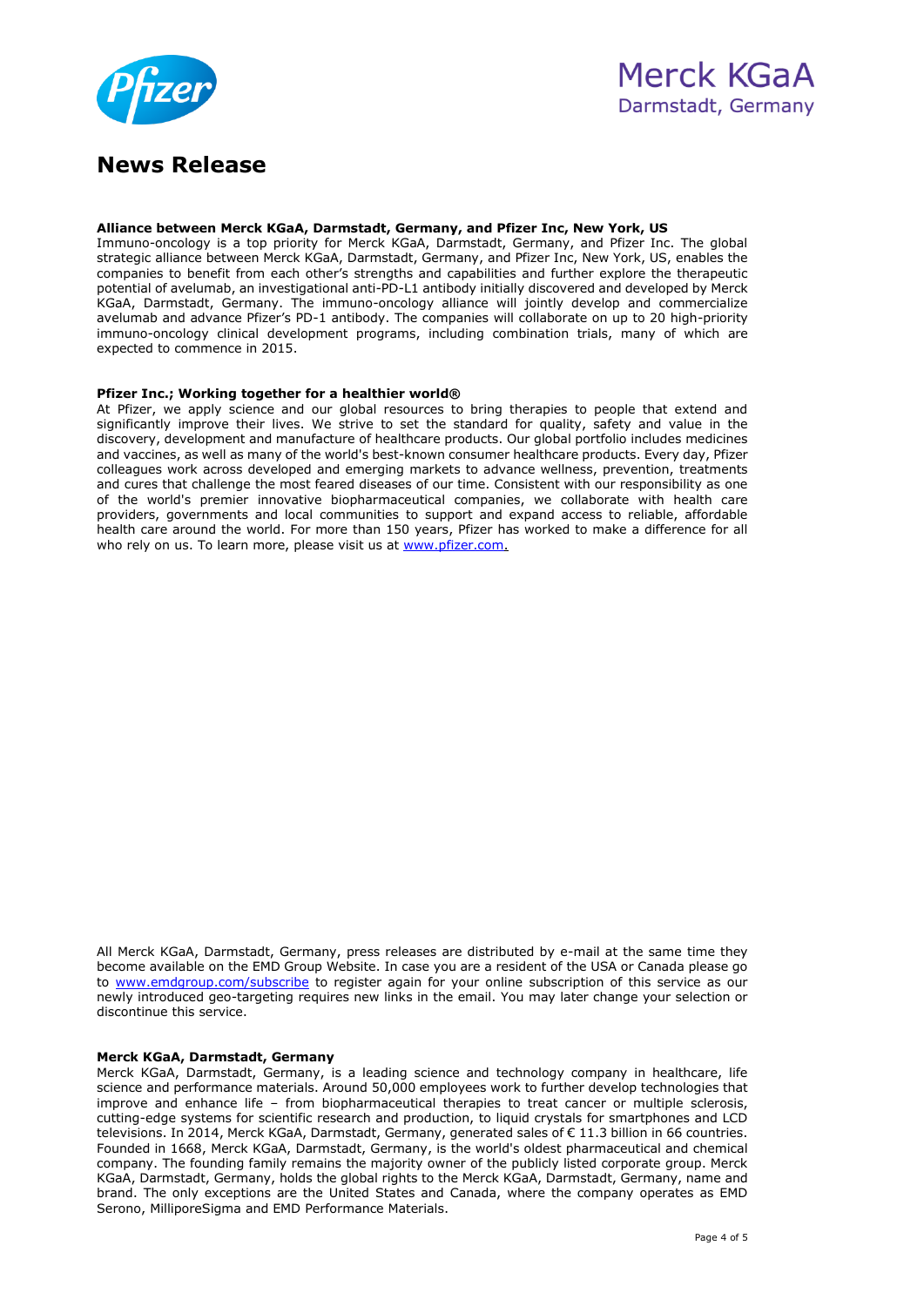# News Release

**Alliance between Merck KGaA, Darmstadt, Germany, and Pfizer Inc, New York, US**
Immuno-oncology is a top priority for Merck KGaA, Darmstadt, Germany, and Pfizer Inc. The global strategic alliance between Merck KGaA, Darmstadt, Germany, and Pfizer Inc, New York, US, enables the companies to benefit from each other's strengths and capabilities and further explore the therapeutic potential of avelumab, an investigational anti-PD-L1 antibody initially discovered and developed by Merck KGaA, Darmstadt, Germany. The immuno-oncology alliance will jointly develop and commercialize avelumab and advance Pfizer's PD-1 antibody. The companies will collaborate on up to 20 high-priority immuno-oncology clinical development programs, including combination trials, many of which are expected to commence in 2015.

**Pfizer Inc.; Working together for a healthier world®**
At Pfizer, we apply science and our global resources to bring therapies to people that extend and significantly improve their lives. We strive to set the standard for quality, safety and value in the discovery, development and manufacture of healthcare products. Our global portfolio includes medicines and vaccines, as well as many of the world's best-known consumer healthcare products. Every day, Pfizer colleagues work across developed and emerging markets to advance wellness, prevention, treatments and cures that challenge the most feared diseases of our time. Consistent with our responsibility as one of the world's premier innovative biopharmaceutical companies, we collaborate with health care providers, governments and local communities to support and expand access to reliable, affordable health care around the world. For more than 150 years, Pfizer has worked to make a difference for all who rely on us. To learn more, please visit us at www.pfizer.com.

All Merck KGaA, Darmstadt, Germany, press releases are distributed by e-mail at the same time they become available on the EMD Group Website. In case you are a resident of the USA or Canada please go to www.emdgroup.com/subscribe to register again for your online subscription of this service as our newly introduced geo-targeting requires new links in the email. You may later change your selection or discontinue this service.

**Merck KGaA, Darmstadt, Germany**
Merck KGaA, Darmstadt, Germany, is a leading science and technology company in healthcare, life science and performance materials. Around 50,000 employees work to further develop technologies that improve and enhance life – from biopharmaceutical therapies to treat cancer or multiple sclerosis, cutting-edge systems for scientific research and production, to liquid crystals for smartphones and LCD televisions. In 2014, Merck KGaA, Darmstadt, Germany, generated sales of € 11.3 billion in 66 countries. Founded in 1668, Merck KGaA, Darmstadt, Germany, is the world's oldest pharmaceutical and chemical company. The founding family remains the majority owner of the publicly listed corporate group. Merck KGaA, Darmstadt, Germany, holds the global rights to the Merck KGaA, Darmstadt, Germany, name and brand. The only exceptions are the United States and Canada, where the company operates as EMD Serono, MilliporeSigma and EMD Performance Materials.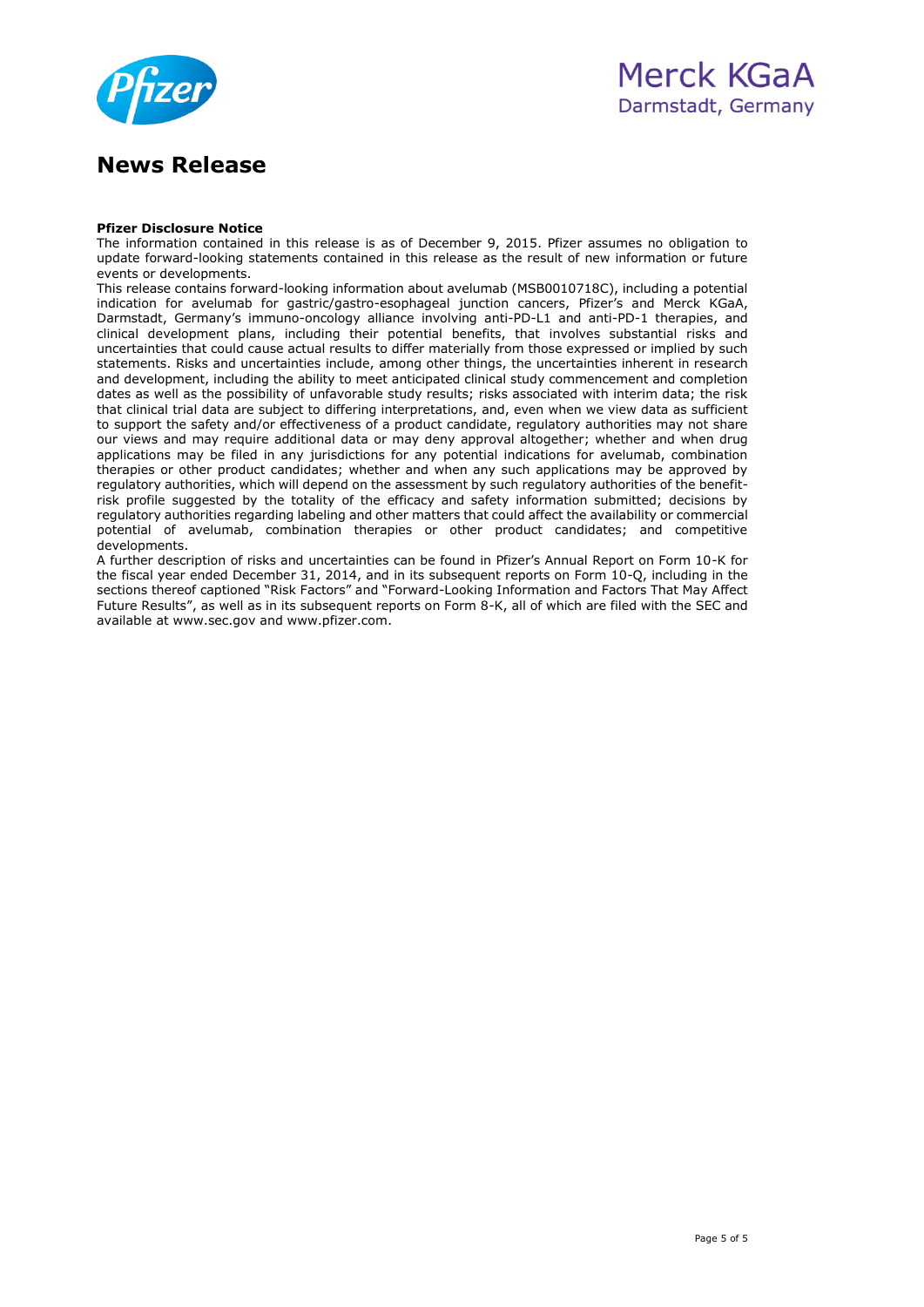## News Release

**Pfizer Disclosure Notice**

The information contained in this release is as of December 9, 2015. Pfizer assumes no obligation to update forward-looking statements contained in this release as the result of new information or future events or developments.

This release contains forward-looking information about avelumab (MSB0010718C), including a potential indication for avelumab for gastric/gastro-esophageal junction cancers, Pfizer's and Merck KGaA, Darmstadt, Germany's immuno-oncology alliance involving anti-PD-L1 and anti-PD-1 therapies, and clinical development plans, including their potential benefits, that involves substantial risks and uncertainties that could cause actual results to differ materially from those expressed or implied by such statements. Risks and uncertainties include, among other things, the uncertainties inherent in research and development, including the ability to meet anticipated clinical study commencement and completion dates as well as the possibility of unfavorable study results; risks associated with interim data; the risk that clinical trial data are subject to differing interpretations, and, even when we view data as sufficient to support the safety and/or effectiveness of a product candidate, regulatory authorities may not share our views and may require additional data or may deny approval altogether; whether and when drug applications may be filed in any jurisdictions for any potential indications for avelumab, combination therapies or other product candidates; whether and when any such applications may be approved by regulatory authorities, which will depend on the assessment by such regulatory authorities of the benefit-risk profile suggested by the totality of the efficacy and safety information submitted; decisions by regulatory authorities regarding labeling and other matters that could affect the availability or commercial potential of avelumab, combination therapies or other product candidates; and competitive developments.

A further description of risks and uncertainties can be found in Pfizer's Annual Report on Form 10-K for the fiscal year ended December 31, 2014, and in its subsequent reports on Form 10-Q, including in the sections thereof captioned "Risk Factors" and "Forward-Looking Information and Factors That May Affect Future Results", as well as in its subsequent reports on Form 8-K, all of which are filed with the SEC and available at www.sec.gov and www.pfizer.com.